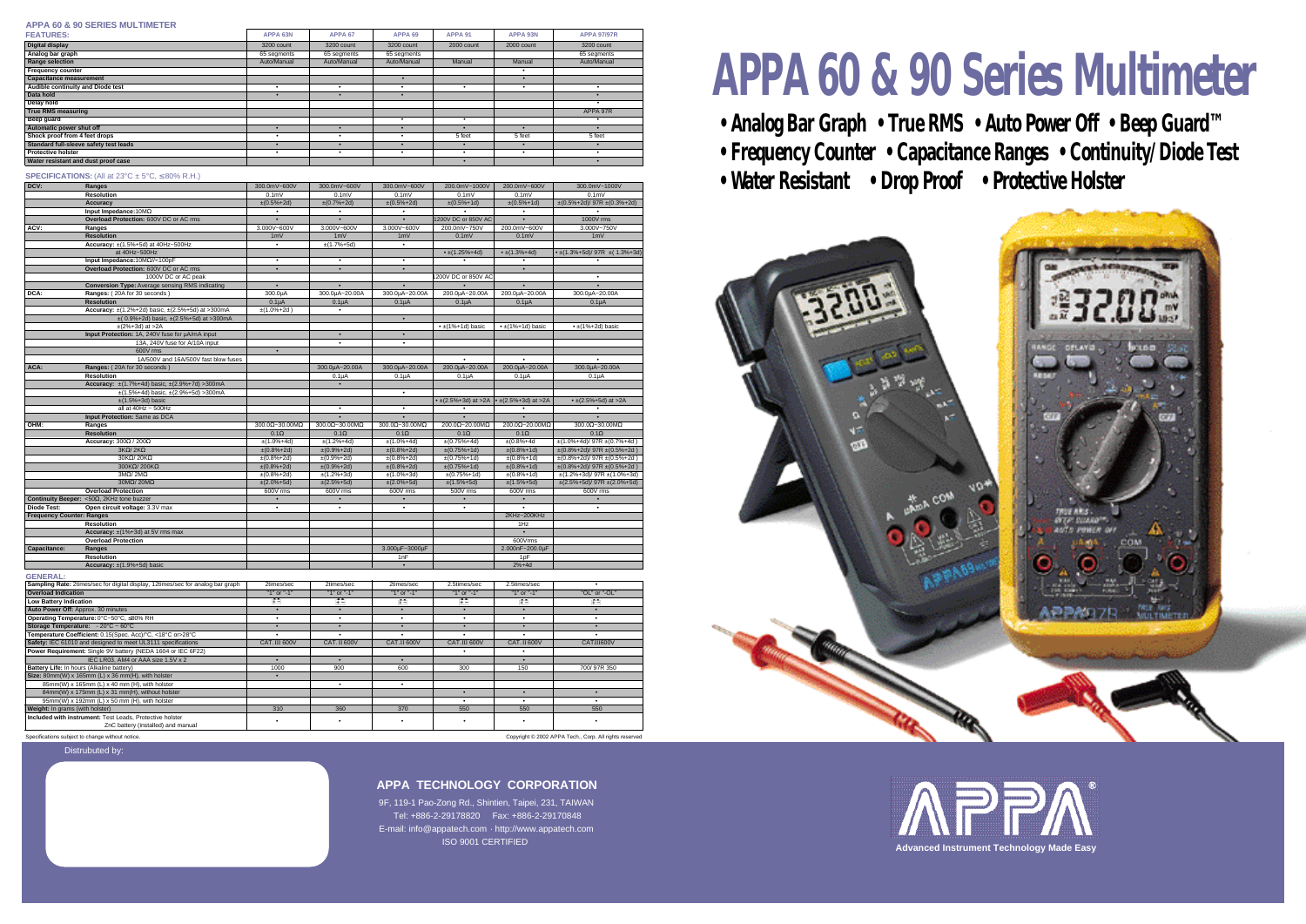# APPA 60 & 90 Series Multimeter

- Analog Bar Graph • True RMS • Auto Power Off • Beep Guard™
- Frequency Counter • Capacitance Ranges • Continuity/Diode Test
- Water Resistant • Drop Proof • Protective Holster

## APPA 60 & 90 SERIES MULTIMETER

| FEATURES: | APPA 63N | APPA 67 | APPA 69 | APPA 91 | APPA 93N | APPA 97/97R |
|---|---|---|---|---|---|---|
| Digital display | 3200 count | 3200 count | 3200 count | 2000 count | 2000 count | 3200 count |
| Analog bar graph | 65 segments | 65 segments | 65 segments | | | 65 segments |
| Range selection | Auto/Manual | Auto/Manual | Auto/Manual | Manual | Manual | Auto/Manual |
| Frequency counter | | | | | • | |
| Capacitance measurement | | | • | | • | |
| Audible continuity and Diode test | • | • | • | • | • | • |
| Data hold | • | • | • | | | • |
| Delay hold | | | | | | • |
| True RMS measuring | | | | | | APPA 97R |
| Beep guard | | | • | • | | • |
| Automatic power shut off | • | • | • | • | • | • |
| Shock proof from 4 feet drops | • | • | • | 5 feet | 5 feet | 5 feet |
| Standard full-sleeve safety test leads | • | • | • | • | • | • |
| Protective holster | • | • | • | • | • | • |
| Water resistant and dust proof case | | | | • | | • |

**SPECIFICATIONS:** (All at 23°C ± 5°C, ≤80% R.H.)

| | | APPA 63N | APPA 67 | APPA 69 | APPA 91 | APPA 93N | APPA 97/97R |
|---|---|---|---|---|---|---|---|
| DCV: | Ranges | 300.0mV~600V | 300.0mV~600V | 300.0mV~600V | 200.0mV~1000V | 200.0mV~600V | 300.0mV~1000V |
| | Resolution | 0.1mV | 0.1mV | 0.1mV | 0.1mV | 0.1mV | 0.1mV |
| | Accuracy | ±(0.5%+2d) | ±(0.7%+2d) | ±(0.5%+2d) | ±(0.5%+1d) | ±(0.5%+1d) | ±(0.5%+2d)/ 97R ±(0.3%+2d) |
| | Input Impedance: 10MΩ | • | • | • | • | • | • |
| | Overload Protection: 600V DC or AC rms | • | • | • | 1200V DC or 850V AC | • | 1000V rms |
| ACV: | Ranges | 3.000V~600V | 3.000V~600V | 3.000V~600V | 200.0mV~750V | 200.0mV~600V | 3.000V~750V |
| | Resolution | 1mV | 1mV | 1mV | 0.1mV | 0.1mV | 1mV |
| | Accuracy: ±(1.5%+5d) at 40Hz~500Hz | • | ±(1.7%+5d) | • | | | |
| | at 40Hz~500Hz | | | | • ±(1.25%+4d) | • ±(1.3%+4d) | • ±(1.3%+5d)/ 97R ±( 1.3%+3d) |
| | Input Impedance: 10MΩ/<100pF | • | • | • | • | | • |
| | Overload Protection: 600V DC or AC rms | • | • | • | | • | |
| | 1000V DC or AC peak | | | | 1200V DC or 850V AC | | • |
| | Conversion Type: Average sensing RMS indicating | • | • | • | • | • | • |
| DCA: | Ranges: ( 20A for 30 seconds ) | 300.0µA | 300.0µA~20.00A | 300.0µA~20.00A | 200.0µA~20.00A | 200.0µA~20.00A | 300.0µA~20.00A |
| | Resolution | 0.1µA | 0.1µA | 0.1µA | 0.1µA | 0.1µA | 0.1µA |
| | Accuracy: ±(1.2%+2d) basic, ±(2.5%+5d) at >300mA | ±(1.0%+2d ) | • | | | | |
| | ±( 0.9%+2d) basic, ±(2.5%+5d) at >300mA | | | • | | | |
| | ±(2%+3d) at >2A | | | | • ±(1%+1d) basic | • ±(1%+1d) basic | • ±(1%+2d) basic |
| | Input Protection: 1A, 240V fuse for µA/mA input | | • | • | | | |
| | 13A, 240V fuse for A/10A input | | • | • | | | |
| | 600V rms | • | | | | | |
| | 1A/500V and 16A/500V fast blow fuses | | | | • | • | • |
| ACA: | Ranges: ( 20A for 30 seconds ) | | 300.0µA~20.00A | 300.0µA~20.00A | 200.0µA~20.00A | 200.0µA~20.00A | 300.0µA~20.00A |
| | Resolution | | 0.1µA | 0.1µA | 0.1µA | 0.1µA | 0.1µA |
| | Accuracy: ±(1.7%+4d) basic, ±(2.9%+7d) >300mA | | • | | | | |
| | ±(1.5%+4d) basic, ±(2.9%+5d) >300mA | | | • | | | |
| | ±(1.5%+3d) basic | | | | • ±(2.5%+3d) at >2A | • ±(2.5%+3d) at >2A | • ±(2.5%+5d) at >2A |
| | all at 40Hz ~ 500Hz | | • | • | • | • | • |
| | Input Protection: Same as DCA | | • | • | • | • | • |
| OHM: | Ranges | 300.0Ω~30.00MΩ | 300.0Ω~30.00MΩ | 300.0Ω~30.00MΩ | 200.0Ω~20.00MΩ | 200.0Ω~20.00MΩ | 300.0Ω~30.00MΩ |
| | Resolution | 0.1Ω | 0.1Ω | 0.1Ω | 0.1Ω | 0.1Ω | 0.1Ω |
| | Accuracy: 300Ω / 200Ω | ±(1.0%+4d) | ±(1.2%+4d) | ±(1.0%+4d) | ±(0.75%+4d) | ±(0.8%+4d | ±(1.0%+4d)/ 97R ±(0.7%+4d ) |
| | 3KΩ/ 2KΩ | ±(0.8%+2d) | ±(0.9%+2d) | ±(0.8%+2d) | ±(0.75%+1d) | ±(0.8%+1d) | ±(0.8%+2d)/ 97R ±(0.5%+2d ) |
| | 30KΩ/ 20KΩ | ±(0.8%+2d) | ±(0.9%+2d) | ±(0.8%+2d) | ±(0.75%+1d) | ±(0.8%+1d) | ±(0.8%+2d)/ 97R ±(0.5%+2d ) |
| | 300KΩ/ 200KΩ | ±(0.8%+2d) | ±(0.9%+2d) | ±(0.8%+2d) | ±(0.75%+1d) | ±(0.8%+1d) | ±(0.8%+2d)/ 97R ±(0.5%+2d ) |
| | 3MΩ/ 2MΩ | ±(0.8%+2d) | ±(1.2%+3d) | ±(1.0%+3d) | ±(0.75%+1d) | ±(0.8%+1d) | ±(1.2%+3d)/ 97R ±(1.0%+3d) |
| | 30MΩ/ 20MΩ | ±(2.0%+5d) | ±(2.5%+5d) | ±(2.0%+5d) | ±(1.5%+5d) | ±(1.5%+5d) | ±(2.5%+5d)/ 97R ±(2.0%+5d) |
| | Overload Protection | 600V rms | 600V rms | 600V rms | 500V rms | 600V rms | 600V rms |
| Continuity Beeper: <50Ω, 2KHz tone buzzer | | • | • | • | • | • | • |
| Diode Test: | Open circuit voltage: 3.3V max | • | • | • | • | • | • |
| Frequency Counter: Ranges | | | | | | 2KHz~200KHz | |
| | Resolution | | | | | 1Hz | |
| | Accuracy: ±(1%+3d) at 5V rms max | | | | | • | |
| | Overload Protection | | | | | 600Vrms | |
| Capacitance: | Ranges | | | 3.000µF~3000µF | | 2.000nF~200.0µF | |
| | Resolution | | | 1nF | | 1pF | |
| | Accuracy: ±(1.9%+5d) basic | | | • | | 2%+4d | |

**GENERAL:**

| | APPA 63N | APPA 67 | APPA 69 | APPA 91 | APPA 93N | APPA 97/97R |
|---|---|---|---|---|---|---|
| Sampling Rate: 2times/sec for digital display, 12times/sec for analog bar graph | 2times/sec | 2times/sec | 2times/sec | 2.5times/sec | 2.5times/sec | • |
| Overload Indication | "1" or "-1" | "1" or "-1" | "1" or "-1" | "1" or "-1" | "1" or "-1" | "OL" or "-OL" |
| Low Battery Indication | • | • | • | • | • | • |
| Auto Power Off: Approx. 30 minutes | • | • | • | • | • | • |
| Operating Temperature: 0°C~50°C, ≤80% RH | • | • | • | • | • | • |
| Storage Temperature: -20°C ~ 60°C | • | • | • | • | • | • |
| Temperature Coefficient: 0.15(Spec. Acc)/°C, <18°C or>28°C | • | • | • | • | • | • |
| Safety: IEC 61010 and designed to meet UL3111 specifications | CAT. III 600V | CAT. II 600V | CAT. II 600V | CAT. III 600V | CAT. II 600V | CAT. III 600V |
| Power Requirement: Single 9V battery (NEDA 1604 or IEC 6F22) | | | | • | • | |
| IEC LR03, AM4 or AAA size 1.5V x 2 | • | • | • | | • | |
| Battery Life: In hours (Alkaline battery) | 1000 | 900 | 600 | 300 | 150 | 700/ 97R 350 |
| Size: 80mm(W) x 165mm (L) x 36 mm(H), with holster | • | | | | | |
| 85mm(W) x 165mm (L) x 40 mm (H), with holster | | • | • | | | |
| 84mm(W) x 175mm (L) x 31 mm(H), without holster | | | | • | • | • |
| 95mm(W) x 192mm (L) x 50 mm (H), with holster | | | | • | • | • |
| Weight: In grams (with holster) | 310 | 360 | 370 | 550 | 550 | 550 |
| Included with instrument: Test Leads, Protective holster, ZnC battery (installed) and manual | • | • | • | • | • | • |

Specifications subject to change without notice.

Copyright © 2002 APPA Tech., Corp. All rights reserved

Distrubuted by:

**APPA TECHNOLOGY CORPORATION**

9F, 119-1 Pao-Zong Rd., Shintien, Taipei, 231, TAIWAN
Tel: +886-2-29178820 Fax: +886-2-29170848
E-mail: info@appatech.com · http://www.appatech.com
ISO 9001 CERTIFIED

APPA®

Advanced Instrument Technology Made Easy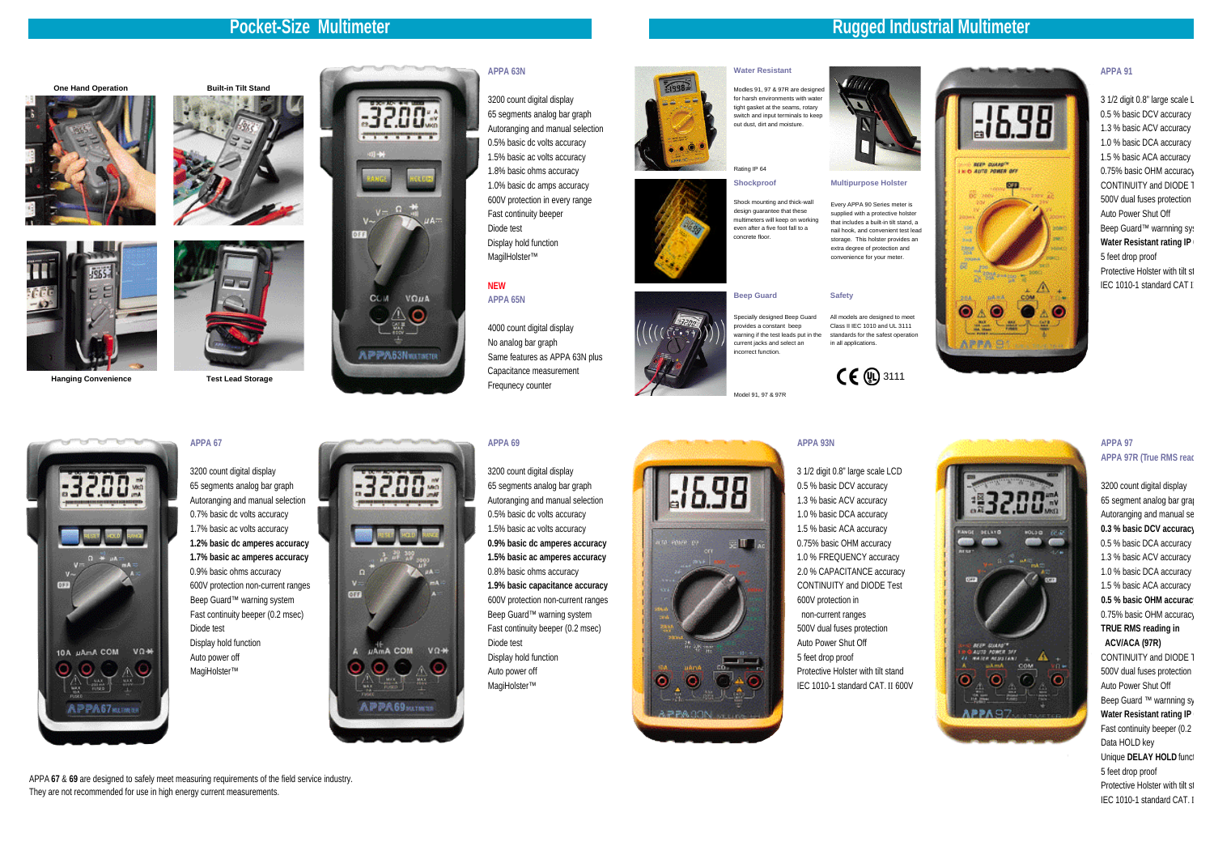# Pocket-Size Multimeter

One Hand Operation

Built-in Tilt Stand

Hanging Convenience

Test Lead Storage

## APPA 63N

3200 count digital display
65 segments analog bar graph
Autoranging and manual selection
0.5% basic dc volts accuracy
1.5% basic ac volts accuracy
1.8% basic ohms accuracy
1.0% basic dc amps accuracy
600V protection in every range
Fast continuity beeper
Diode test
Display hold function
MagiHolster™

**NEW**

## APPA 65N

4000 count digital display
No analog bar graph
Same features as APPA 63N plus
Capacitance measurement
Frequency counter

## APPA 67

3200 count digital display
65 segments analog bar graph
Autoranging and manual selection
0.7% basic dc volts accuracy
1.7% basic ac volts accuracy
**1.2% basic dc amperes accuracy**
**1.7% basic ac amperes accuracy**
0.9% basic ohms accuracy
600V protection non-current ranges
Beep Guard™ warning system
Fast continuity beeper (0.2 msec)
Diode test
Display hold function
Auto power off
MagiHolster™

## APPA 69

3200 count digital display
65 segments analog bar graph
Autoranging and manual selection
0.5% basic dc volts accuracy
1.5% basic ac volts accuracy
**0.9% basic dc amperes accuracy**
**1.5% basic ac amperes accuracy**
0.8% basic ohms accuracy
**1.9% basic capacitance accuracy**
600V protection non-current ranges
Beep Guard™ warning system
Fast continuity beeper (0.2 msec)
Diode test
Display hold function
Auto power off
MagiHolster™

APPA **67** & **69** are designed to safely meet measuring requirements of the field service industry. They are not recommended for use in high energy current measurements.

# Rugged Industrial Multimeter

### Water Resistant

Modles 91, 97 & 97R are designed for harsh environments with water tight gasket at the seams, rotary switch and input terminals to keep out dust, dirt and moisture.

Rating IP 64

### Shockproof

Shock mounting and thick-wall design guarantee that these multimeters will keep on working even after a five foot fall to a concrete floor.

### Multipurpose Holster

Every APPA 90 Series meter is supplied with a protective holster that includes a built-in tilt stand, a nail hook, and convenient test lead storage. This holster provides an extra degree of protection and convenience for your meter.

### Beep Guard

Specially designed Beep Guard provides a constant beep warning if the test leads put in the current jacks and select an incorrect function.

Model 91, 97 & 97R

### Safety

All models are designed to meet Class II IEC 1010 and UL 3111 standards for the safest operation in all applications.

CE UL 3111

## APPA 91

3 1/2 digit 0.8" large scale L
0.5 % basic DCV accuracy
1.3 % basic ACV accuracy
1.0 % basic DCA accuracy
1.5 % basic ACA accuracy
0.75% basic OHM accuracy
CONTINUITY and DIODE T
500V dual fuses protection
Auto Power Shut Off
Beep Guard™ warning sys
**Water Resistant rating IP**
5 feet drop proof
Protective Holster with tilt st
IEC 1010-1 standard CAT I

## APPA 93N

3 1/2 digit 0.8" large scale LCD
0.5 % basic DCV accuracy
1.3 % basic ACV accuracy
1.0 % basic DCA accuracy
1.5 % basic ACA accuracy
0.75% basic OHM accuracy
1.0 % FREQUENCY accuracy
2.0 % CAPACITANCE accuracy
CONTINUITY and DIODE Test
600V protection in
non-current ranges
500V dual fuses protection
Auto Power Shut Off
5 feet drop proof
Protective Holster with tilt stand
IEC 1010-1 standard CAT. II 600V

## APPA 97
## APPA 97R (True RMS reac

3200 count digital display
65 segments analog bar gra
Autoranging and manual se
**0.3 % basic DCV accuracy**
0.5 % basic DCA accuracy
1.3 % basic ACV accuracy
1.0 % basic DCA accuracy
1.5 % basic ACA accuracy
**0.5 % basic OHM accurac**
0.75% basic OHM accuracy
**TRUE RMS reading in**
**ACV/ACA (97R)**
CONTINUITY and DIODE T
500V dual fuses protection
Auto Power Shut Off
Beep Guard ™ warning sy
**Water Resistant rating IP**
Fast continuity beeper (0.2
Data HOLD key
Unique **DELAY HOLD** funct
5 feet drop proof
Protective Holster with tilt st
IEC 1010-1 standard CAT. I